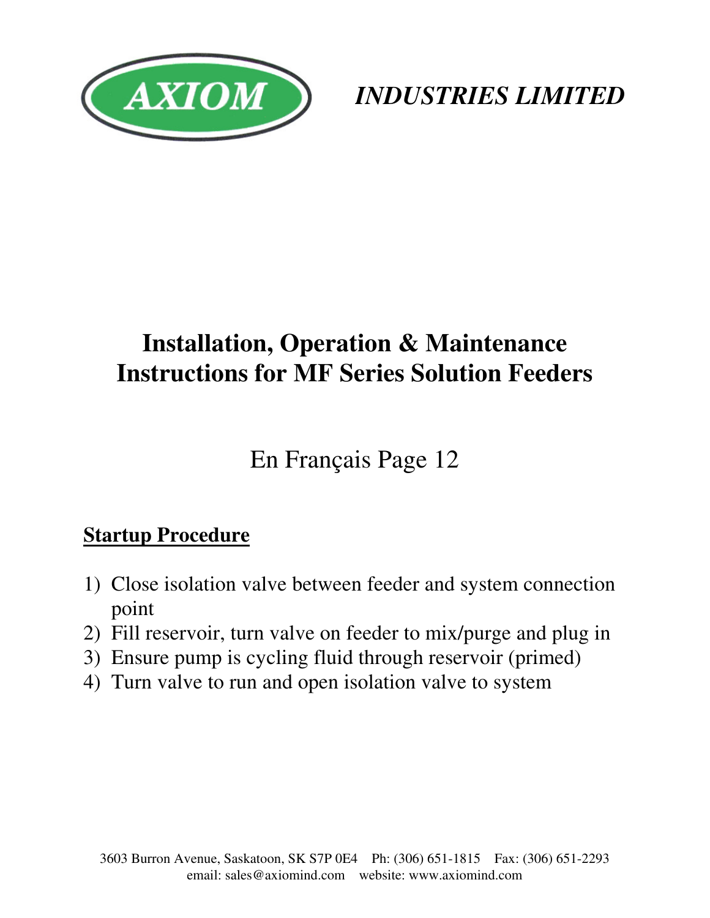**AXIOM** *INDUSTRIES LIMITED*

# Installation, Operation & Maintenance Instructions for MF Series Solution Feeders

En Français Page 12

## Startup Procedure

1) Close isolation valve between feeder and system connection point
2) Fill reservoir, turn valve on feeder to mix/purge and plug in
3) Ensure pump is cycling fluid through reservoir (primed)
4) Turn valve to run and open isolation valve to system

3603 Burron Avenue, Saskatoon, SK S7P 0E4 Ph: (306) 651-1815 Fax: (306) 651-2293
email: sales@axiomind.com website: www.axiomind.com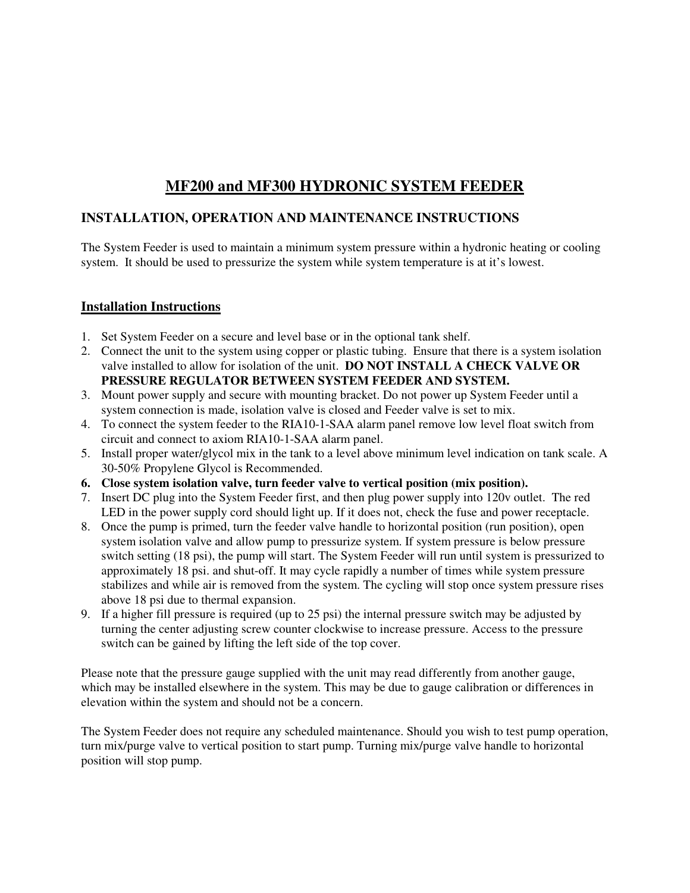# MF200 and MF300 HYDRONIC SYSTEM FEEDER

## INSTALLATION, OPERATION AND MAINTENANCE INSTRUCTIONS

The System Feeder is used to maintain a minimum system pressure within a hydronic heating or cooling system. It should be used to pressurize the system while system temperature is at it's lowest.

## Installation Instructions

1. Set System Feeder on a secure and level base or in the optional tank shelf.
2. Connect the unit to the system using copper or plastic tubing. Ensure that there is a system isolation valve installed to allow for isolation of the unit. **DO NOT INSTALL A CHECK VALVE OR PRESSURE REGULATOR BETWEEN SYSTEM FEEDER AND SYSTEM.**
3. Mount power supply and secure with mounting bracket. Do not power up System Feeder until a system connection is made, isolation valve is closed and Feeder valve is set to mix.
4. To connect the system feeder to the RIA10-1-SAA alarm panel remove low level float switch from circuit and connect to axiom RIA10-1-SAA alarm panel.
5. Install proper water/glycol mix in the tank to a level above minimum level indication on tank scale. A 30-50% Propylene Glycol is Recommended.
6. **Close system isolation valve, turn feeder valve to vertical position (mix position).**
7. Insert DC plug into the System Feeder first, and then plug power supply into 120v outlet. The red LED in the power supply cord should light up. If it does not, check the fuse and power receptacle.
8. Once the pump is primed, turn the feeder valve handle to horizontal position (run position), open system isolation valve and allow pump to pressurize system. If system pressure is below pressure switch setting (18 psi), the pump will start. The System Feeder will run until system is pressurized to approximately 18 psi. and shut-off. It may cycle rapidly a number of times while system pressure stabilizes and while air is removed from the system. The cycling will stop once system pressure rises above 18 psi due to thermal expansion.
9. If a higher fill pressure is required (up to 25 psi) the internal pressure switch may be adjusted by turning the center adjusting screw counter clockwise to increase pressure. Access to the pressure switch can be gained by lifting the left side of the top cover.

Please note that the pressure gauge supplied with the unit may read differently from another gauge, which may be installed elsewhere in the system. This may be due to gauge calibration or differences in elevation within the system and should not be a concern.

The System Feeder does not require any scheduled maintenance. Should you wish to test pump operation, turn mix/purge valve to vertical position to start pump. Turning mix/purge valve handle to horizontal position will stop pump.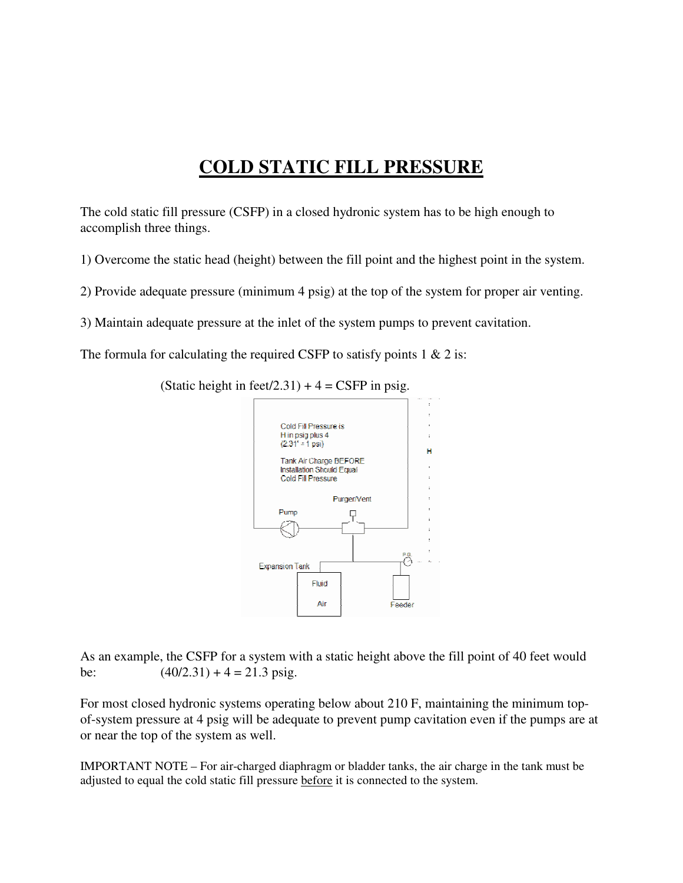# COLD STATIC FILL PRESSURE

The cold static fill pressure (CSFP) in a closed hydronic system has to be high enough to accomplish three things.

1) Overcome the static head (height) between the fill point and the highest point in the system.

2) Provide adequate pressure (minimum 4 psig) at the top of the system for proper air venting.

3) Maintain adequate pressure at the inlet of the system pumps to prevent cavitation.

The formula for calculating the required CSFP to satisfy points 1 & 2 is:

(Static height in feet/2.31) + 4 = CSFP in psig.

Cold Fill Pressure is H in psig plus 4 (2.31' = 1 psi)

Tank Air Charge BEFORE Installation Should Equal Cold Fill Pressure

Purger/Vent

Pump

H

P.G.

Expansion Tank

Fluid

Air

Feeder

As an example, the CSFP for a system with a static height above the fill point of 40 feet would be: (40/2.31) + 4 = 21.3 psig.

For most closed hydronic systems operating below about 210 F, maintaining the minimum top-of-system pressure at 4 psig will be adequate to prevent pump cavitation even if the pumps are at or near the top of the system as well.

IMPORTANT NOTE – For air-charged diaphragm or bladder tanks, the air charge in the tank must be adjusted to equal the cold static fill pressure <u>before</u> it is connected to the system.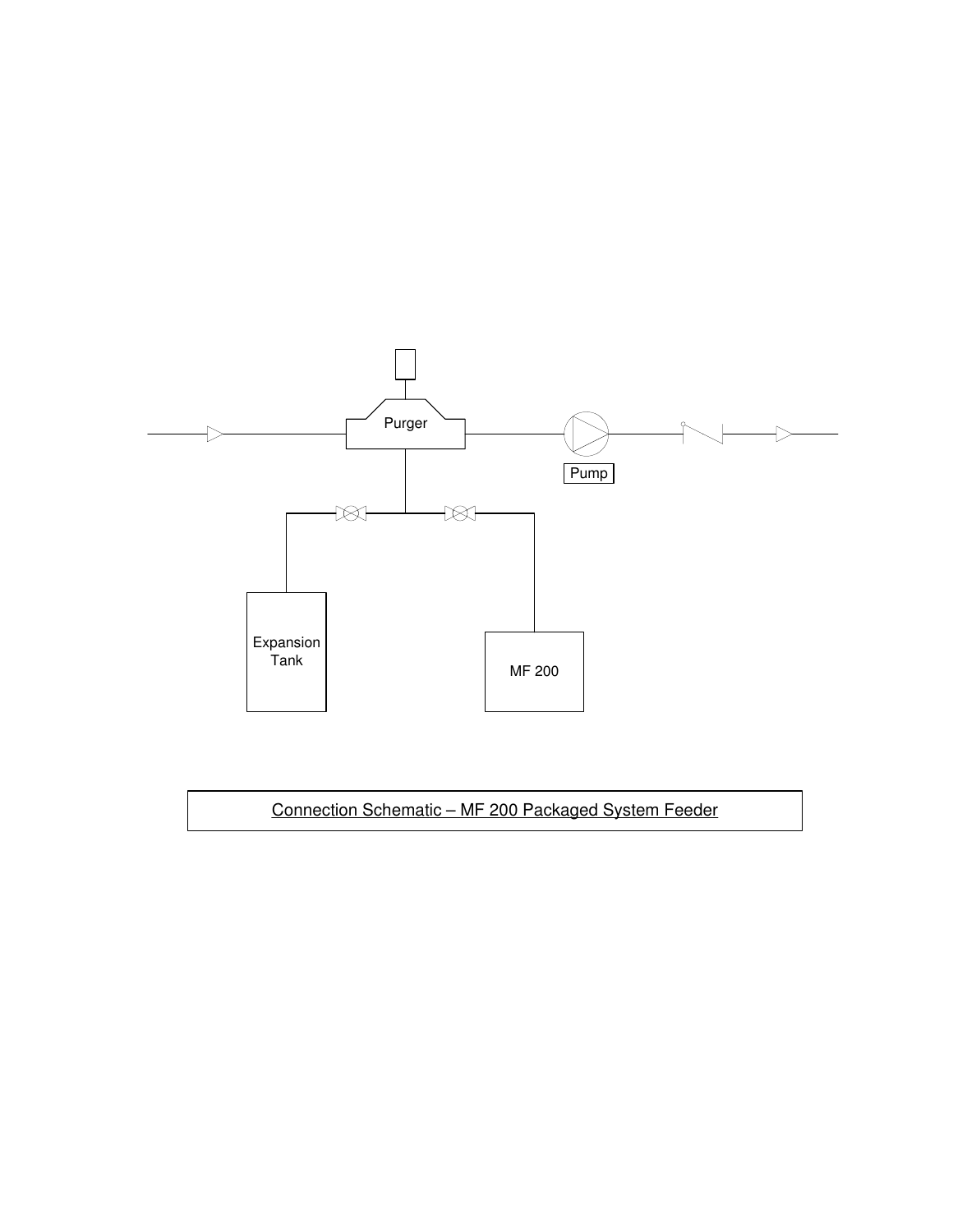Purger

Pump

Expansion Tank

MF 200

Connection Schematic – MF 200 Packaged System Feeder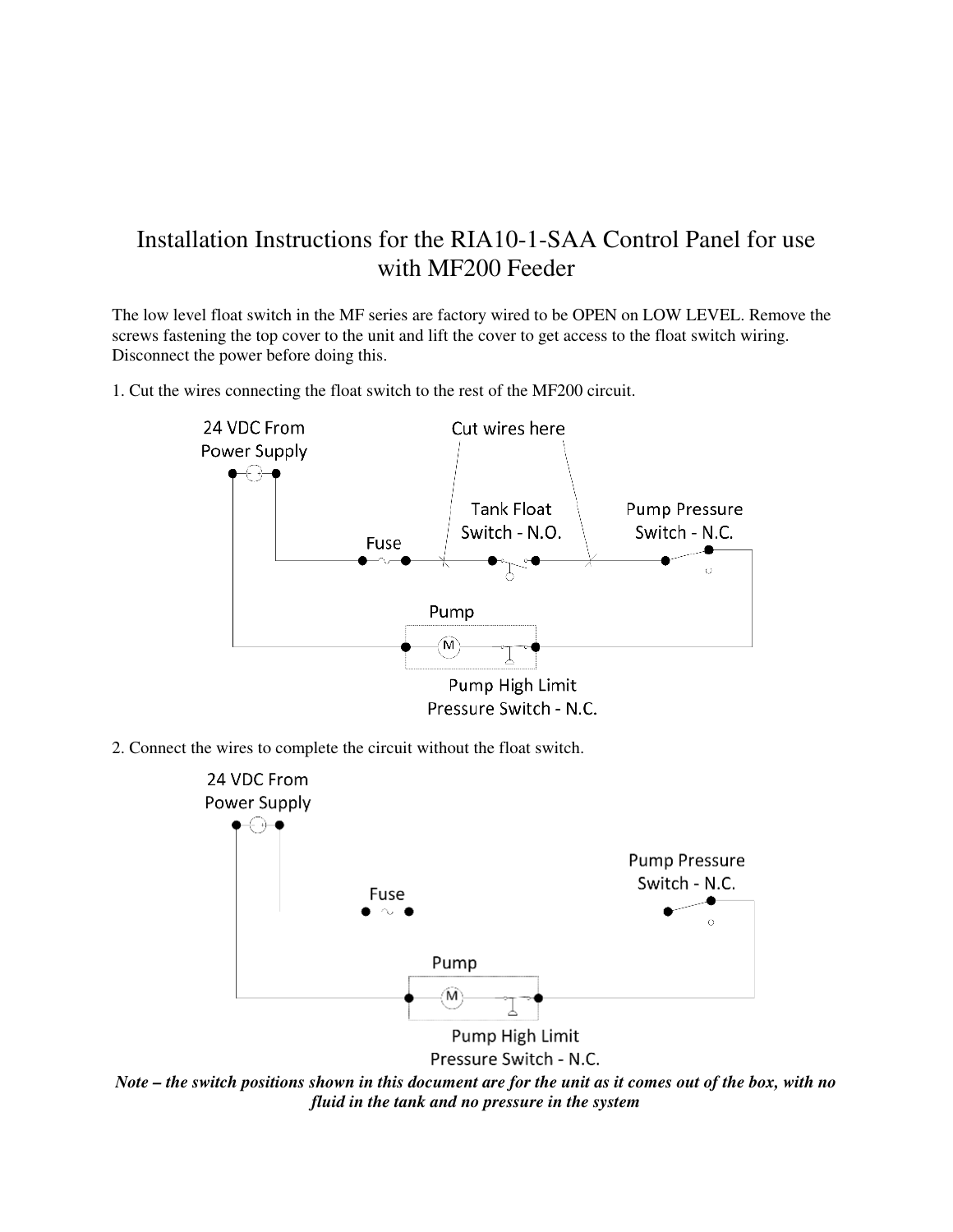# Installation Instructions for the RIA10-1-SAA Control Panel for use with MF200 Feeder

The low level float switch in the MF series are factory wired to be OPEN on LOW LEVEL. Remove the screws fastening the top cover to the unit and lift the cover to get access to the float switch wiring. Disconnect the power before doing this.

1. Cut the wires connecting the float switch to the rest of the MF200 circuit.

24 VDC From Power Supply

Cut wires here

Tank Float Switch - N.O.

Pump Pressure Switch - N.C.

Fuse

Pump

Pump High Limit Pressure Switch - N.C.

2. Connect the wires to complete the circuit without the float switch.

24 VDC From Power Supply

Pump Pressure Switch - N.C.

Fuse

Pump

Pump High Limit Pressure Switch - N.C.

***Note – the switch positions shown in this document are for the unit as it comes out of the box, with no fluid in the tank and no pressure in the system***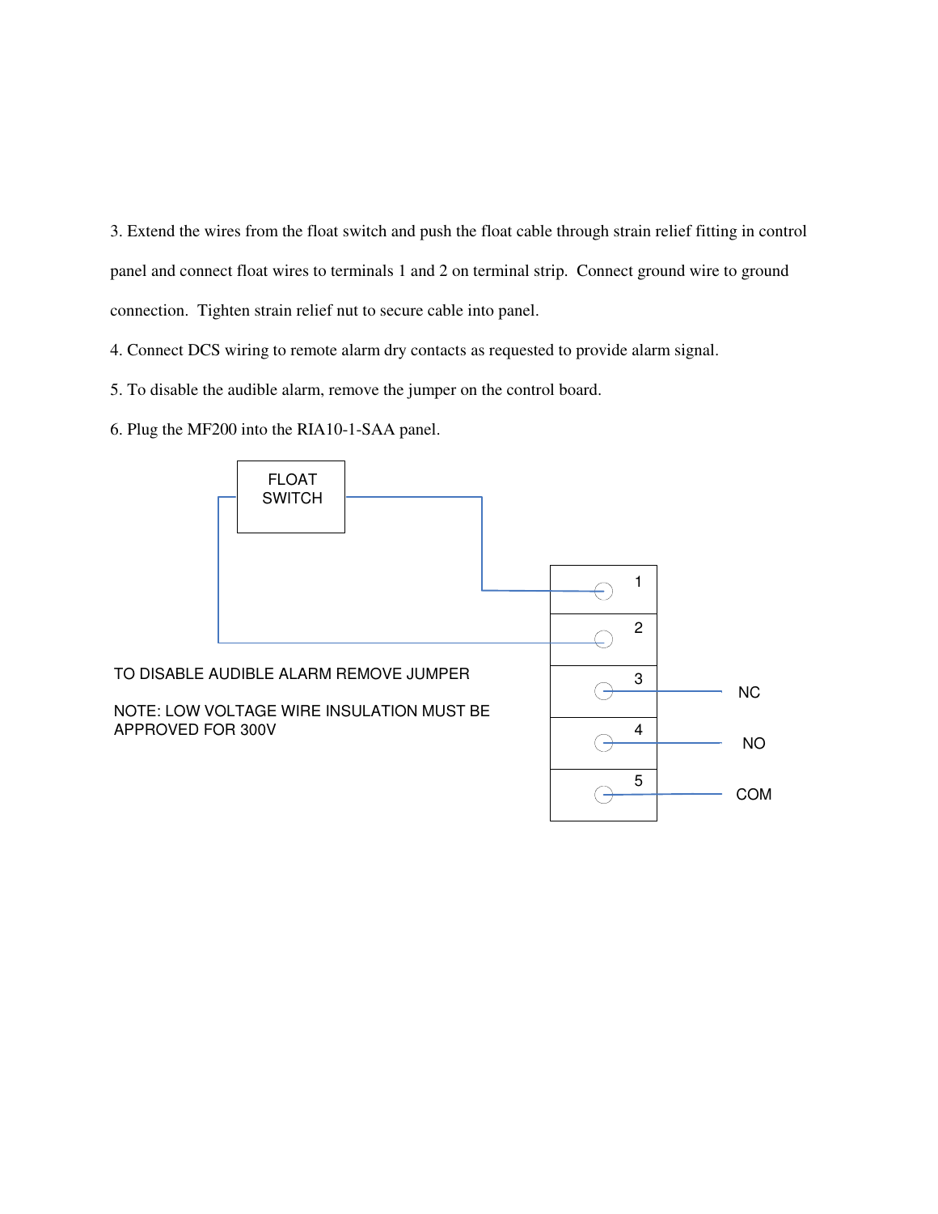3. Extend the wires from the float switch and push the float cable through strain relief fitting in control panel and connect float wires to terminals 1 and 2 on terminal strip. Connect ground wire to ground connection. Tighten strain relief nut to secure cable into panel.

4. Connect DCS wiring to remote alarm dry contacts as requested to provide alarm signal.

5. To disable the audible alarm, remove the jumper on the control board.

6. Plug the MF200 into the RIA10-1-SAA panel.

FLOAT SWITCH

1

2

3 NC

4 NO

5 COM

TO DISABLE AUDIBLE ALARM REMOVE JUMPER

NOTE: LOW VOLTAGE WIRE INSULATION MUST BE APPROVED FOR 300V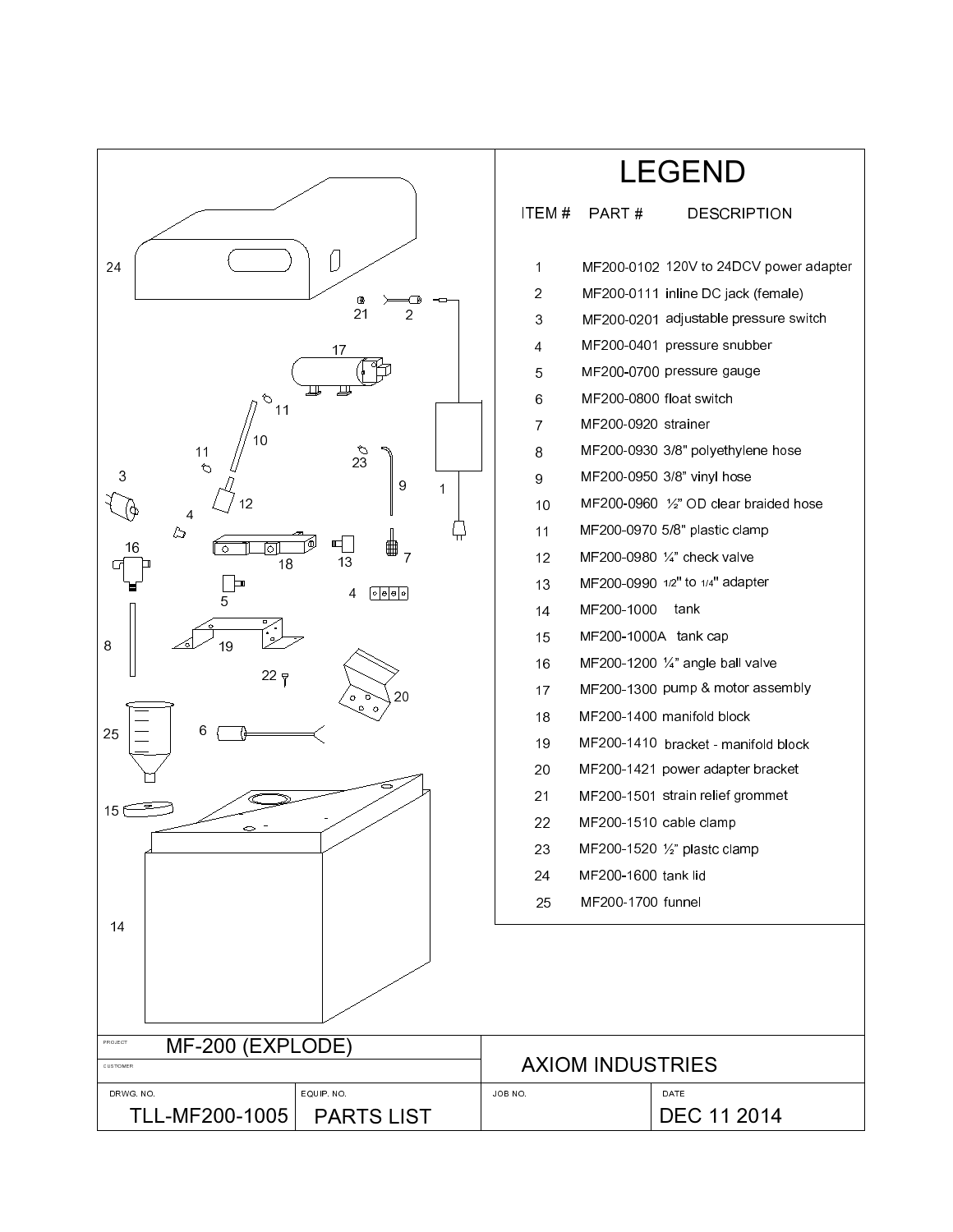# LEGEND

| ITEM # | PART # | DESCRIPTION |
|---|---|---|
| 1 | MF200-0102 | 120V to 24DCV power adapter |
| 2 | MF200-0111 | inline DC jack (female) |
| 3 | MF200-0201 | adjustable pressure switch |
| 4 | MF200-0401 | pressure snubber |
| 5 | MF200-0700 | pressure gauge |
| 6 | MF200-0800 | float switch |
| 7 | MF200-0920 | strainer |
| 8 | MF200-0930 | 3/8" polyethylene hose |
| 9 | MF200-0950 | 3/8" vinyl hose |
| 10 | MF200-0960 | ½" OD clear braided hose |
| 11 | MF200-0970 | 5/8" plastic clamp |
| 12 | MF200-0980 | ¼" check valve |
| 13 | MF200-0990 | 1/2" to 1/4" adapter |
| 14 | MF200-1000 | tank |
| 15 | MF200-1000A | tank cap |
| 16 | MF200-1200 | ¼" angle ball valve |
| 17 | MF200-1300 | pump & motor assembly |
| 18 | MF200-1400 | manifold block |
| 19 | MF200-1410 | bracket - manifold block |
| 20 | MF200-1421 | power adapter bracket |
| 21 | MF200-1501 | strain relief grommet |
| 22 | MF200-1510 | cable clamp |
| 23 | MF200-1520 | ½" plastc clamp |
| 24 | MF200-1600 | tank lid |
| 25 | MF200-1700 | funnel |

| PROJECT | MF-200 (EXPLODE) | AXIOM INDUSTRIES | |
|---|---|---|---|
| CUSTOMER | | | |
| DRWG. NO. | EQUIP. NO. | JOB NO. | DATE |
| TLL-MF200-1005 | PARTS LIST | | DEC 11 2014 |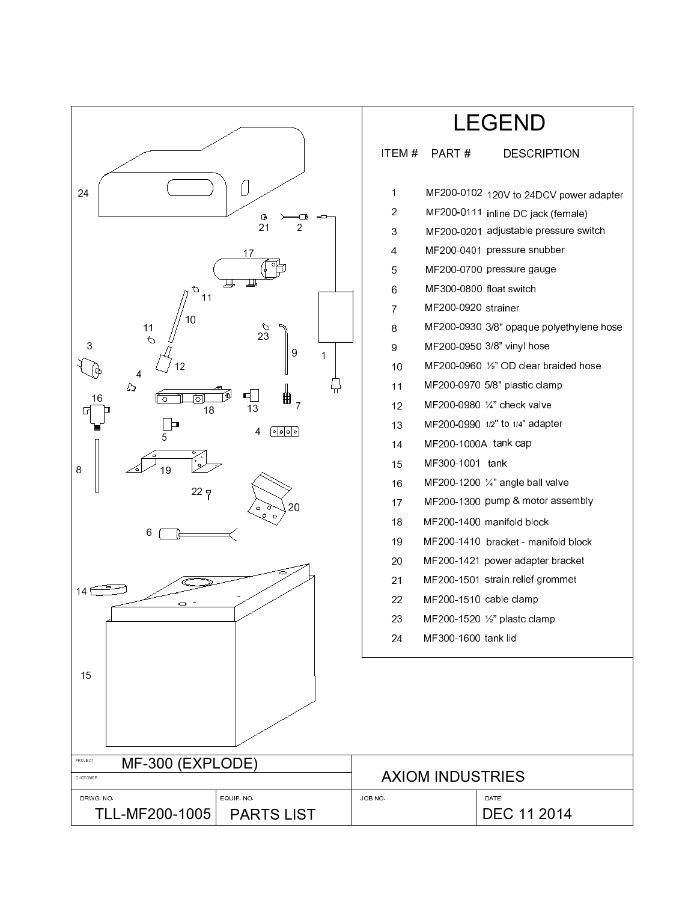# LEGEND

| ITEM # | PART # | DESCRIPTION |
|---|---|---|
| 1 | MF200-0102 | 120V to 24DCV power adapter |
| 2 | MF200-0111 | inline DC jack (female) |
| 3 | MF200-0201 | adjustable pressure switch |
| 4 | MF200-0401 | pressure snubber |
| 5 | MF200-0700 | pressure gauge |
| 6 | MF300-0800 | float switch |
| 7 | MF200-0920 | strainer |
| 8 | MF200-0930 | 3/8" opaque polyethylene hose |
| 9 | MF200-0950 | 3/8" vinyl hose |
| 10 | MF200-0960 | ½" OD clear braided hose |
| 11 | MF200-0970 | 5/8" plastic clamp |
| 12 | MF200-0980 | ¼" check valve |
| 13 | MF200-0990 | 1/2" to 1/4" adapter |
| 14 | MF200-1000A | tank cap |
| 15 | MF300-1001 | tank |
| 16 | MF200-1200 | ¼" angle ball valve |
| 17 | MF200-1300 | pump & motor assembly |
| 18 | MF200-1400 | manifold block |
| 19 | MF200-1410 | bracket - manifold block |
| 20 | MF200-1421 | power adapter bracket |
| 21 | MF200-1501 | strain relief grommet |
| 22 | MF200-1510 | cable clamp |
| 23 | MF200-1520 | ½" plastc clamp |
| 24 | MF300-1600 | tank lid |

| PROJECT | MF-300 (EXPLODE) | AXIOM INDUSTRIES | |
|---|---|---|---|
| CUSTOMER | | | |
| DRWG. NO. | EQUIP. NO. | JOB NO. | DATE |
| TLL-MF200-1005 | PARTS LIST | | DEC 11 2014 |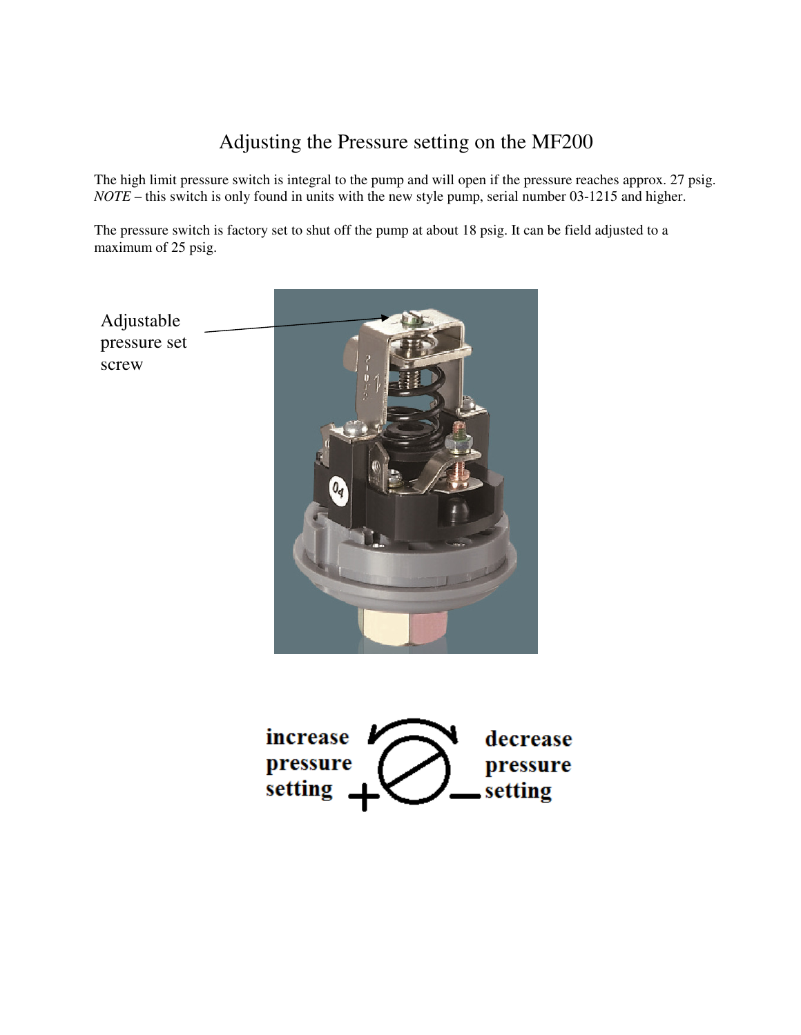# Adjusting the Pressure setting on the MF200

The high limit pressure switch is integral to the pump and will open if the pressure reaches approx. 27 psig. *NOTE* – this switch is only found in units with the new style pump, serial number 03-1215 and higher.

The pressure switch is factory set to shut off the pump at about 18 psig. It can be field adjusted to a maximum of 25 psig.

Adjustable pressure set screw

**increase pressure setting** +

− **decrease pressure setting**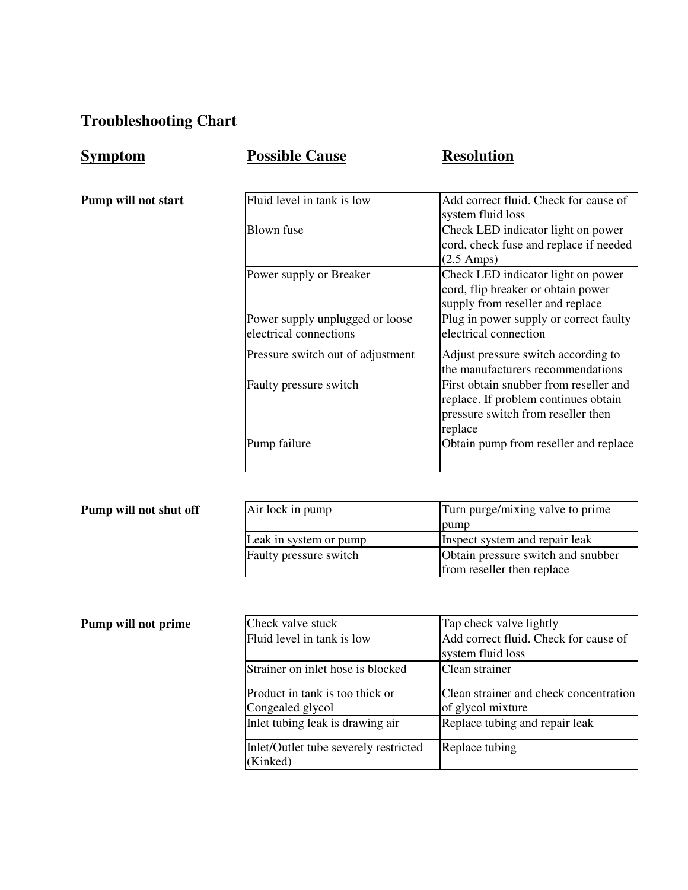## Troubleshooting Chart

| Symptom | Possible Cause | Resolution |
|---|---|---|
| **Pump will not start** | Fluid level in tank is low | Add correct fluid. Check for cause of system fluid loss |
| | Blown fuse | Check LED indicator light on power cord, check fuse and replace if needed (2.5 Amps) |
| | Power supply or Breaker | Check LED indicator light on power cord, flip breaker or obtain power supply from reseller and replace |
| | Power supply unplugged or loose electrical connections | Plug in power supply or correct faulty electrical connection |
| | Pressure switch out of adjustment | Adjust pressure switch according to the manufacturers recommendations |
| | Faulty pressure switch | First obtain snubber from reseller and replace. If problem continues obtain pressure switch from reseller then replace |
| | Pump failure | Obtain pump from reseller and replace |
| **Pump will not shut off** | Air lock in pump | Turn purge/mixing valve to prime pump |
| | Leak in system or pump | Inspect system and repair leak |
| | Faulty pressure switch | Obtain pressure switch and snubber from reseller then replace |
| **Pump will not prime** | Check valve stuck | Tap check valve lightly |
| | Fluid level in tank is low | Add correct fluid. Check for cause of system fluid loss |
| | Strainer on inlet hose is blocked | Clean strainer |
| | Product in tank is too thick or Congealed glycol | Clean strainer and check concentration of glycol mixture |
| | Inlet tubing leak is drawing air | Replace tubing and repair leak |
| | Inlet/Outlet tube severely restricted (Kinked) | Replace tubing |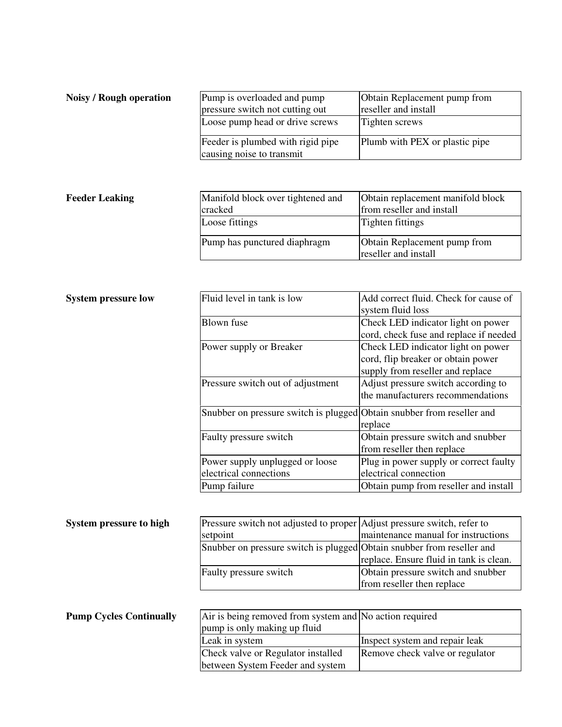**Noisy / Rough operation**

| | |
|---|---|
| Pump is overloaded and pump pressure switch not cutting out | Obtain Replacement pump from reseller and install |
| Loose pump head or drive screws | Tighten screws |
| Feeder is plumbed with rigid pipe causing noise to transmit | Plumb with PEX or plastic pipe |

**Feeder Leaking**

| | |
|---|---|
| Manifold block over tightened and cracked | Obtain replacement manifold block from reseller and install |
| Loose fittings | Tighten fittings |
| Pump has punctured diaphragm | Obtain Replacement pump from reseller and install |

**System pressure low**

| | |
|---|---|
| Fluid level in tank is low | Add correct fluid. Check for cause of system fluid loss |
| Blown fuse | Check LED indicator light on power cord, check fuse and replace if needed |
| Power supply or Breaker | Check LED indicator light on power cord, flip breaker or obtain power supply from reseller and replace |
| Pressure switch out of adjustment | Adjust pressure switch according to the manufacturers recommendations |
| Snubber on pressure switch is plugged | Obtain snubber from reseller and replace |
| Faulty pressure switch | Obtain pressure switch and snubber from reseller then replace |
| Power supply unplugged or loose electrical connections | Plug in power supply or correct faulty electrical connection |
| Pump failure | Obtain pump from reseller and install |

**System pressure to high**

| | |
|---|---|
| Pressure switch not adjusted to proper setpoint | Adjust pressure switch, refer to maintenance manual for instructions |
| Snubber on pressure switch is plugged | Obtain snubber from reseller and replace. Ensure fluid in tank is clean. |
| Faulty pressure switch | Obtain pressure switch and snubber from reseller then replace |

**Pump Cycles Continually**

| | |
|---|---|
| Air is being removed from system and pump is only making up fluid | No action required |
| Leak in system | Inspect system and repair leak |
| Check valve or Regulator installed between System Feeder and system | Remove check valve or regulator |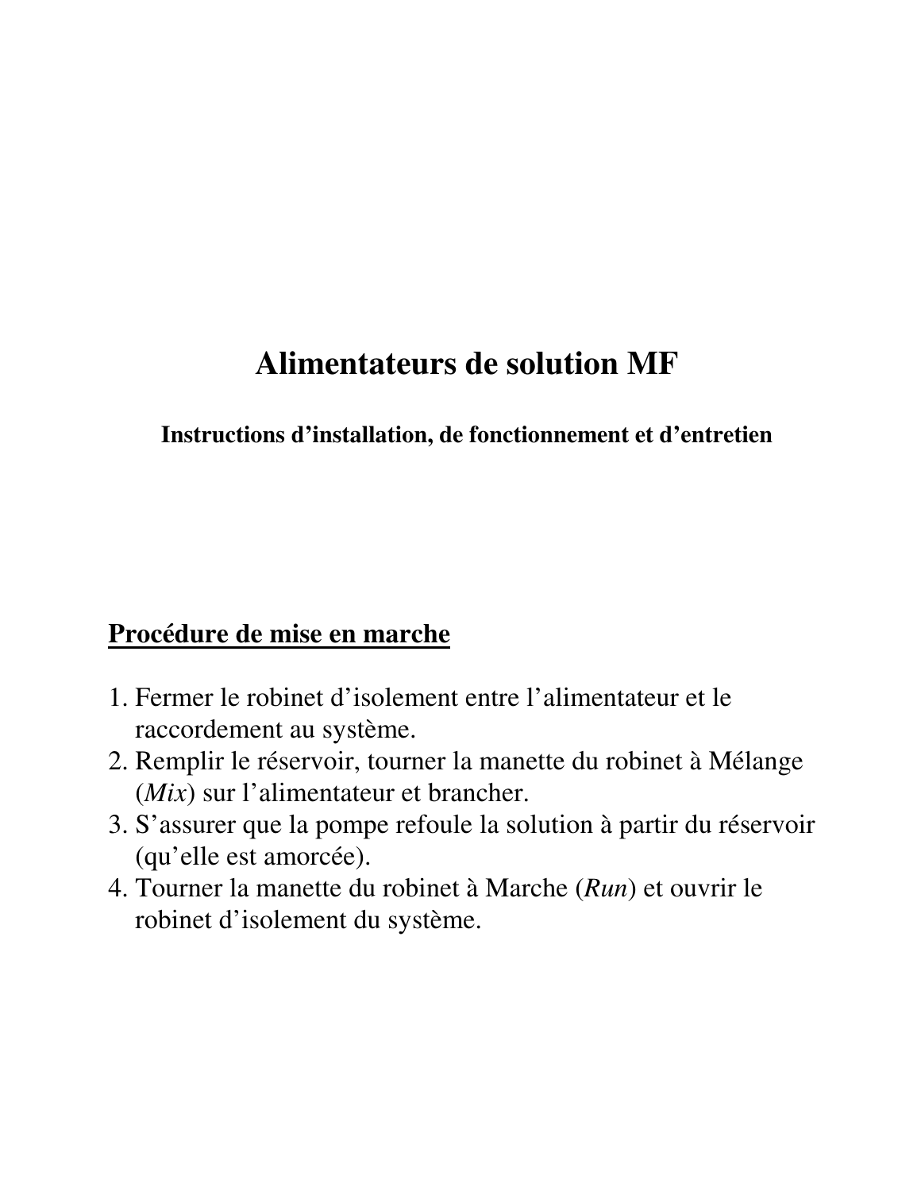# Alimentateurs de solution MF

### Instructions d'installation, de fonctionnement et d'entretien

## Procédure de mise en marche

1. Fermer le robinet d'isolement entre l'alimentateur et le raccordement au système.
2. Remplir le réservoir, tourner la manette du robinet à Mélange (*Mix*) sur l'alimentateur et brancher.
3. S'assurer que la pompe refoule la solution à partir du réservoir (qu'elle est amorcée).
4. Tourner la manette du robinet à Marche (*Run*) et ouvrir le robinet d'isolement du système.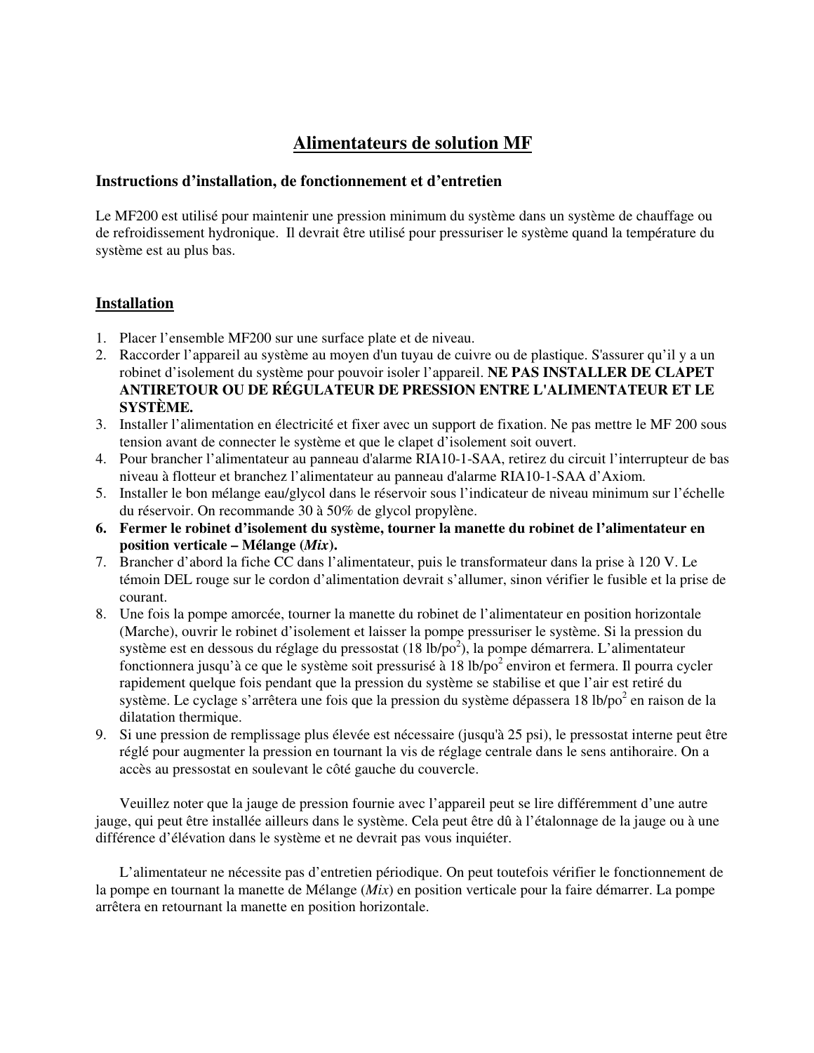# Alimentateurs de solution MF

### Instructions d’installation, de fonctionnement et d’entretien

Le MF200 est utilisé pour maintenir une pression minimum du système dans un système de chauffage ou de refroidissement hydronique. Il devrait être utilisé pour pressuriser le système quand la température du système est au plus bas.

## Installation

1. Placer l’ensemble MF200 sur une surface plate et de niveau.
2. Raccorder l’appareil au système au moyen d'un tuyau de cuivre ou de plastique. S'assurer qu’il y a un robinet d’isolement du système pour pouvoir isoler l’appareil. **NE PAS INSTALLER DE CLAPET ANTIRETOUR OU DE RÉGULATEUR DE PRESSION ENTRE L'ALIMENTATEUR ET LE SYSTÈME.**
3. Installer l’alimentation en électricité et fixer avec un support de fixation. Ne pas mettre le MF 200 sous tension avant de connecter le système et que le clapet d’isolement soit ouvert.
4. Pour brancher l’alimentateur au panneau d'alarme RIA10-1-SAA, retirez du circuit l’interrupteur de bas niveau à flotteur et branchez l’alimentateur au panneau d'alarme RIA10-1-SAA d’Axiom.
5. Installer le bon mélange eau/glycol dans le réservoir sous l’indicateur de niveau minimum sur l’échelle du réservoir. On recommande 30 à 50% de glycol propylène.
6. **Fermer le robinet d’isolement du système, tourner la manette du robinet de l’alimentateur en position verticale – Mélange (*Mix*).**
7. Brancher d’abord la fiche CC dans l’alimentateur, puis le transformateur dans la prise à 120 V. Le témoin DEL rouge sur le cordon d’alimentation devrait s’allumer, sinon vérifier le fusible et la prise de courant.
8. Une fois la pompe amorcée, tourner la manette du robinet de l’alimentateur en position horizontale (Marche), ouvrir le robinet d’isolement et laisser la pompe pressuriser le système. Si la pression du système est en dessous du réglage du pressostat (18 lb/po$^2$), la pompe démarrera. L’alimentateur fonctionnera jusqu’à ce que le système soit pressurisé à 18 lb/po$^2$ environ et fermera. Il pourra cycler rapidement quelque fois pendant que la pression du système se stabilise et que l’air est retiré du système. Le cyclage s’arrêtera une fois que la pression du système dépassera 18 lb/po$^2$ en raison de la dilatation thermique.
9. Si une pression de remplissage plus élevée est nécessaire (jusqu'à 25 psi), le pressostat interne peut être réglé pour augmenter la pression en tournant la vis de réglage centrale dans le sens antihoraire. On a accès au pressostat en soulevant le côté gauche du couvercle.

Veuillez noter que la jauge de pression fournie avec l’appareil peut se lire différemment d’une autre jauge, qui peut être installée ailleurs dans le système. Cela peut être dû à l’étalonnage de la jauge ou à une différence d’élévation dans le système et ne devrait pas vous inquiéter.

L’alimentateur ne nécessite pas d’entretien périodique. On peut toutefois vérifier le fonctionnement de la pompe en tournant la manette de Mélange (*Mix*) en position verticale pour la faire démarrer. La pompe arrêtera en retournant la manette en position horizontale.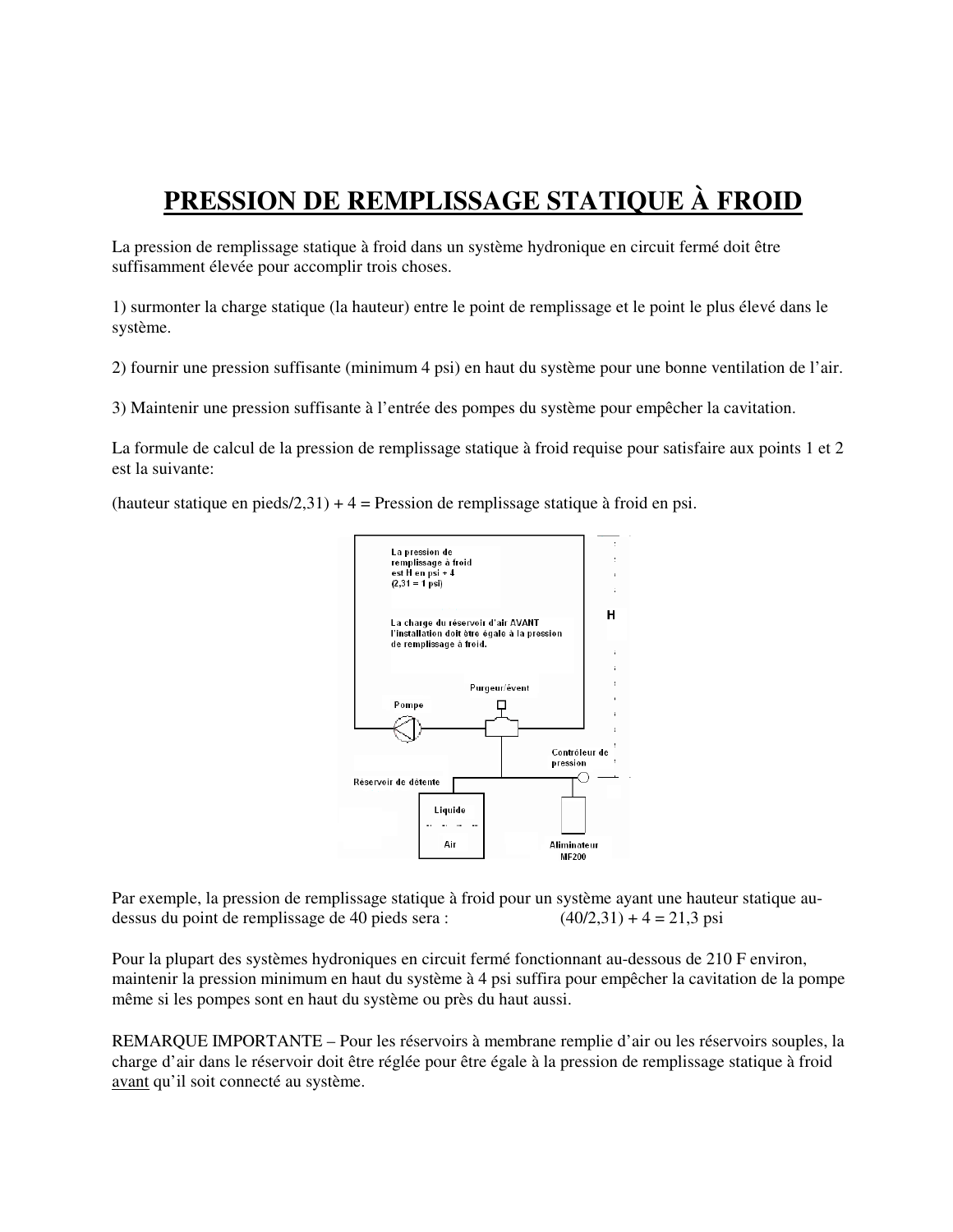# PRESSION DE REMPLISSAGE STATIQUE À FROID

La pression de remplissage statique à froid dans un système hydronique en circuit fermé doit être suffisamment élevée pour accomplir trois choses.

1) surmonter la charge statique (la hauteur) entre le point de remplissage et le point le plus élevé dans le système.

2) fournir une pression suffisante (minimum 4 psi) en haut du système pour une bonne ventilation de l'air.

3) Maintenir une pression suffisante à l'entrée des pompes du système pour empêcher la cavitation.

La formule de calcul de la pression de remplissage statique à froid requise pour satisfaire aux points 1 et 2 est la suivante:

(hauteur statique en pieds/2,31) + 4 = Pression de remplissage statique à froid en psi.

Par exemple, la pression de remplissage statique à froid pour un système ayant une hauteur statique au-dessus du point de remplissage de 40 pieds sera : (40/2,31) + 4 = 21,3 psi

Pour la plupart des systèmes hydroniques en circuit fermé fonctionnant au-dessous de 210 F environ, maintenir la pression minimum en haut du système à 4 psi suffira pour empêcher la cavitation de la pompe même si les pompes sont en haut du système ou près du haut aussi.

REMARQUE IMPORTANTE – Pour les réservoirs à membrane remplie d'air ou les réservoirs souples, la charge d'air dans le réservoir doit être réglée pour être égale à la pression de remplissage statique à froid avant qu'il soit connecté au système.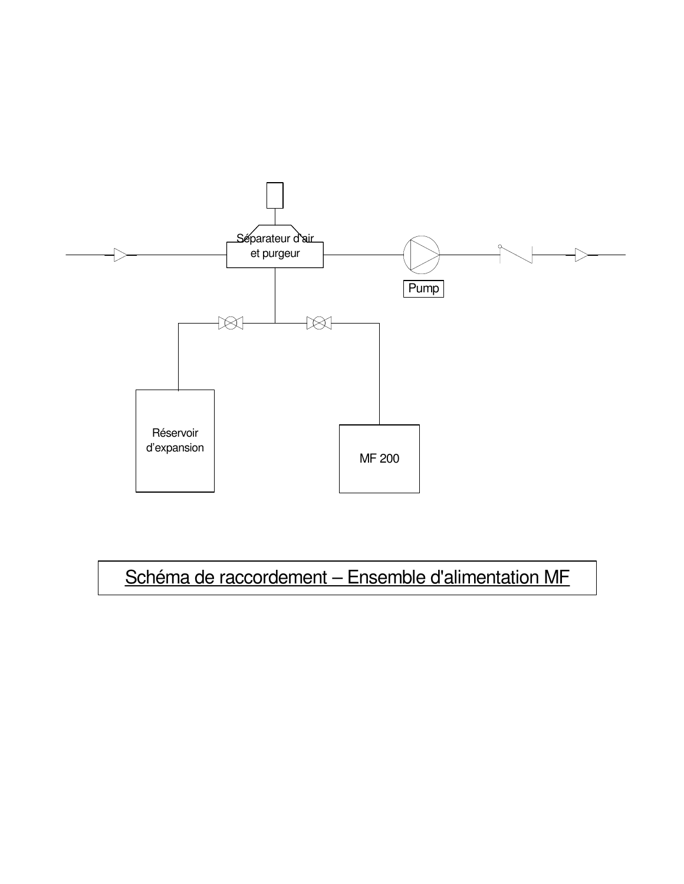Séparateur d'air et purgeur

Pump

Réservoir d'expansion

MF 200

Schéma de raccordement – Ensemble d'alimentation MF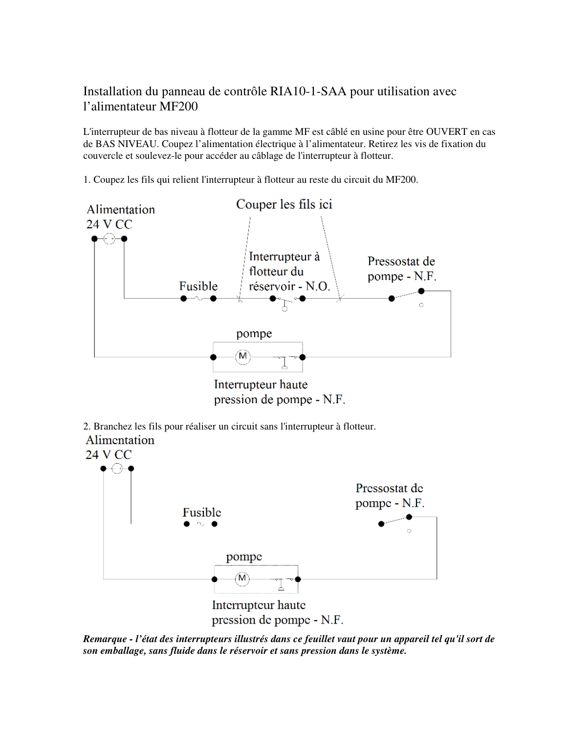# Installation du panneau de contrôle RIA10-1-SAA pour utilisation avec l'alimentateur MF200

L'interrupteur de bas niveau à flotteur de la gamme MF est câblé en usine pour être OUVERT en cas de BAS NIVEAU. Coupez l'alimentation électrique à l'alimentateur. Retirez les vis de fixation du couvercle et soulevez-le pour accéder au câblage de l'interrupteur à flotteur.

1. Coupez les fils qui relient l'interrupteur à flotteur au reste du circuit du MF200.

Alimentation 24 V CC

Couper les fils ici

Interrupteur à flotteur du réservoir - N.O.

Pressostat de pompe - N.F.

Fusible

pompe

Interrupteur haute pression de pompe - N.F.

2. Branchez les fils pour réaliser un circuit sans l'interrupteur à flotteur.

Alimentation 24 V CC

Pressostat de pompe - N.F.

Fusible

pompe

Interrupteur haute pression de pompe - N.F.

***Remarque - l'état des interrupteurs illustrés dans ce feuillet vaut pour un appareil tel qu'il sort de son emballage, sans fluide dans le réservoir et sans pression dans le système.***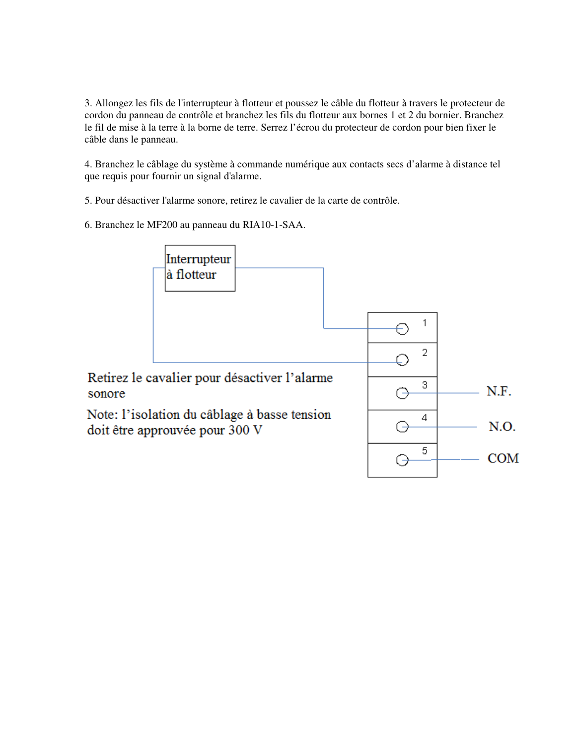3. Allongez les fils de l'interrupteur à flotteur et poussez le câble du flotteur à travers le protecteur de cordon du panneau de contrôle et branchez les fils du flotteur aux bornes 1 et 2 du bornier. Branchez le fil de mise à la terre à la borne de terre. Serrez l'écrou du protecteur de cordon pour bien fixer le câble dans le panneau.

4. Branchez le câblage du système à commande numérique aux contacts secs d'alarme à distance tel que requis pour fournir un signal d'alarme.

5. Pour désactiver l'alarme sonore, retirez le cavalier de la carte de contrôle.

6. Branchez le MF200 au panneau du RIA10-1-SAA.

Interrupteur à flotteur

1

2

3 N.F.

4 N.O.

5 COM

Retirez le cavalier pour désactiver l'alarme sonore

Note: l'isolation du câblage à basse tension doit être approuvée pour 300 V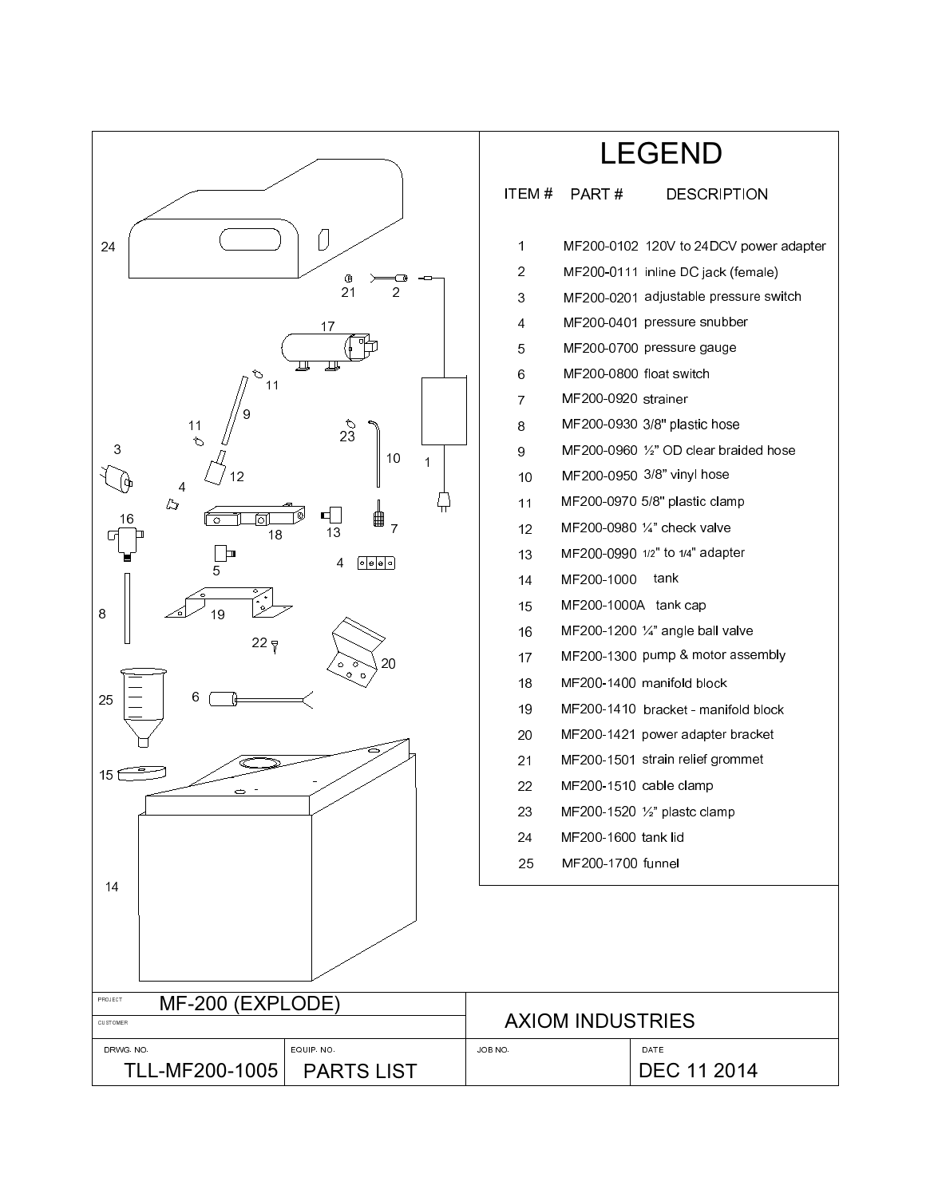# LEGEND

| ITEM # | PART # | DESCRIPTION |
|---|---|---|
| 1 | MF200-0102 | 120V to 24DCV power adapter |
| 2 | MF200-0111 | inline DC jack (female) |
| 3 | MF200-0201 | adjustable pressure switch |
| 4 | MF200-0401 | pressure snubber |
| 5 | MF200-0700 | pressure gauge |
| 6 | MF200-0800 | float switch |
| 7 | MF200-0920 | strainer |
| 8 | MF200-0930 | 3/8" plastic hose |
| 9 | MF200-0960 | ½" OD clear braided hose |
| 10 | MF200-0950 | 3/8" vinyl hose |
| 11 | MF200-0970 | 5/8" plastic clamp |
| 12 | MF200-0980 | ¼" check valve |
| 13 | MF200-0990 | 1/2" to 1/4" adapter |
| 14 | MF200-1000 | tank |
| 15 | MF200-1000A | tank cap |
| 16 | MF200-1200 | ¼" angle ball valve |
| 17 | MF200-1300 | pump & motor assembly |
| 18 | MF200-1400 | manifold block |
| 19 | MF200-1410 | bracket - manifold block |
| 20 | MF200-1421 | power adapter bracket |
| 21 | MF200-1501 | strain relief grommet |
| 22 | MF200-1510 | cable clamp |
| 23 | MF200-1520 | ½" plastc clamp |
| 24 | MF200-1600 | tank lid |
| 25 | MF200-1700 | funnel |

| PROJECT | | |
|---|---|---|
| MF-200 (EXPLODE) | AXIOM INDUSTRIES | |
| CUSTOMER | | |

| DRWG. NO. | EQUIP. NO. | JOB NO. | DATE |
|---|---|---|---|
| TLL-MF200-1005 | PARTS LIST | | DEC 11 2014 |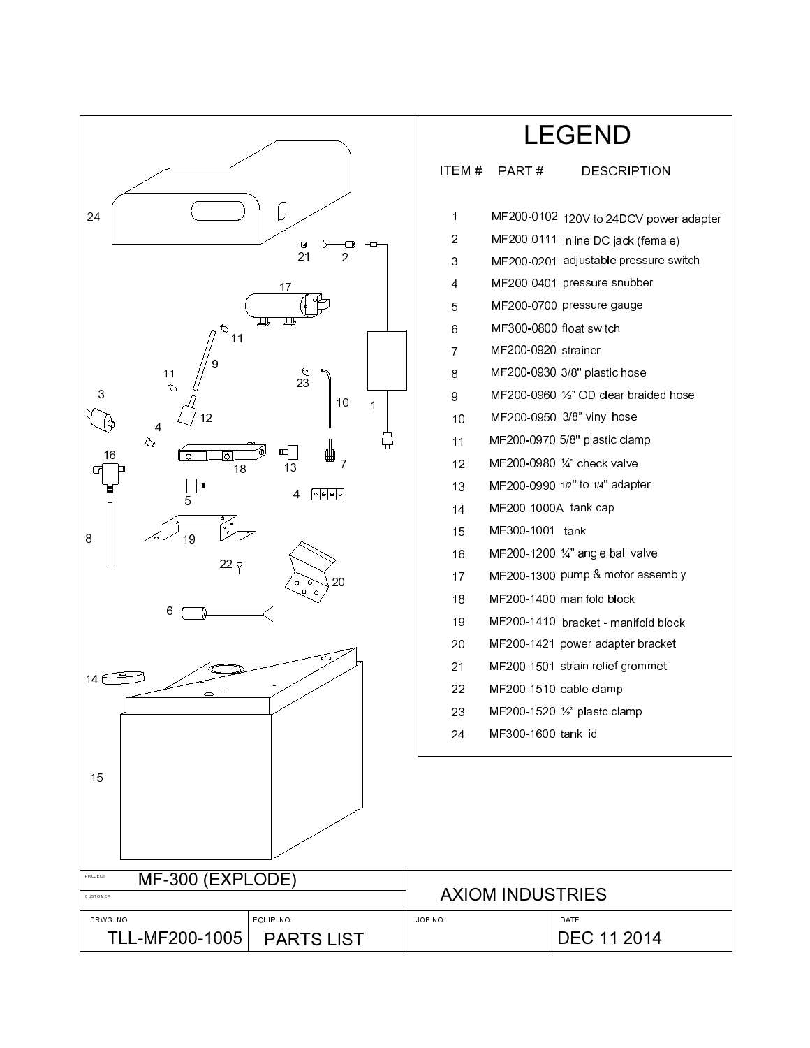# LEGEND

| ITEM # | PART # | DESCRIPTION |
|---|---|---|
| 1 | MF200-0102 | 120V to 24DCV power adapter |
| 2 | MF200-0111 | inline DC jack (female) |
| 3 | MF200-0201 | adjustable pressure switch |
| 4 | MF200-0401 | pressure snubber |
| 5 | MF200-0700 | pressure gauge |
| 6 | MF300-0800 | float switch |
| 7 | MF200-0920 | strainer |
| 8 | MF200-0930 | 3/8" plastic hose |
| 9 | MF200-0960 | ½" OD clear braided hose |
| 10 | MF200-0950 | 3/8" vinyl hose |
| 11 | MF200-0970 | 5/8" plastic clamp |
| 12 | MF200-0980 | ¼" check valve |
| 13 | MF200-0990 | 1/2" to 1/4" adapter |
| 14 | MF200-1000A | tank cap |
| 15 | MF300-1001 | tank |
| 16 | MF200-1200 | ¼" angle ball valve |
| 17 | MF200-1300 | pump & motor assembly |
| 18 | MF200-1400 | manifold block |
| 19 | MF200-1410 | bracket - manifold block |
| 20 | MF200-1421 | power adapter bracket |
| 21 | MF200-1501 | strain relief grommet |
| 22 | MF200-1510 | cable clamp |
| 23 | MF200-1520 | ½" plastc clamp |
| 24 | MF300-1600 | tank lid |

24, 21, 2, 17, 11, 9, 11, 23, 3, 12, 10, 1, 4, 16, 18, 13, 7, 5, 4, 8, 19, 22, 20, 6, 14, 15

| PROJECT | MF-300 (EXPLODE) | AXIOM INDUSTRIES | |
|---|---|---|---|
| CUSTOMER | | | |
| DRWG. NO. | EQUIP. NO. | JOB NO. | DATE |
| TLL-MF200-1005 | PARTS LIST | | DEC 11 2014 |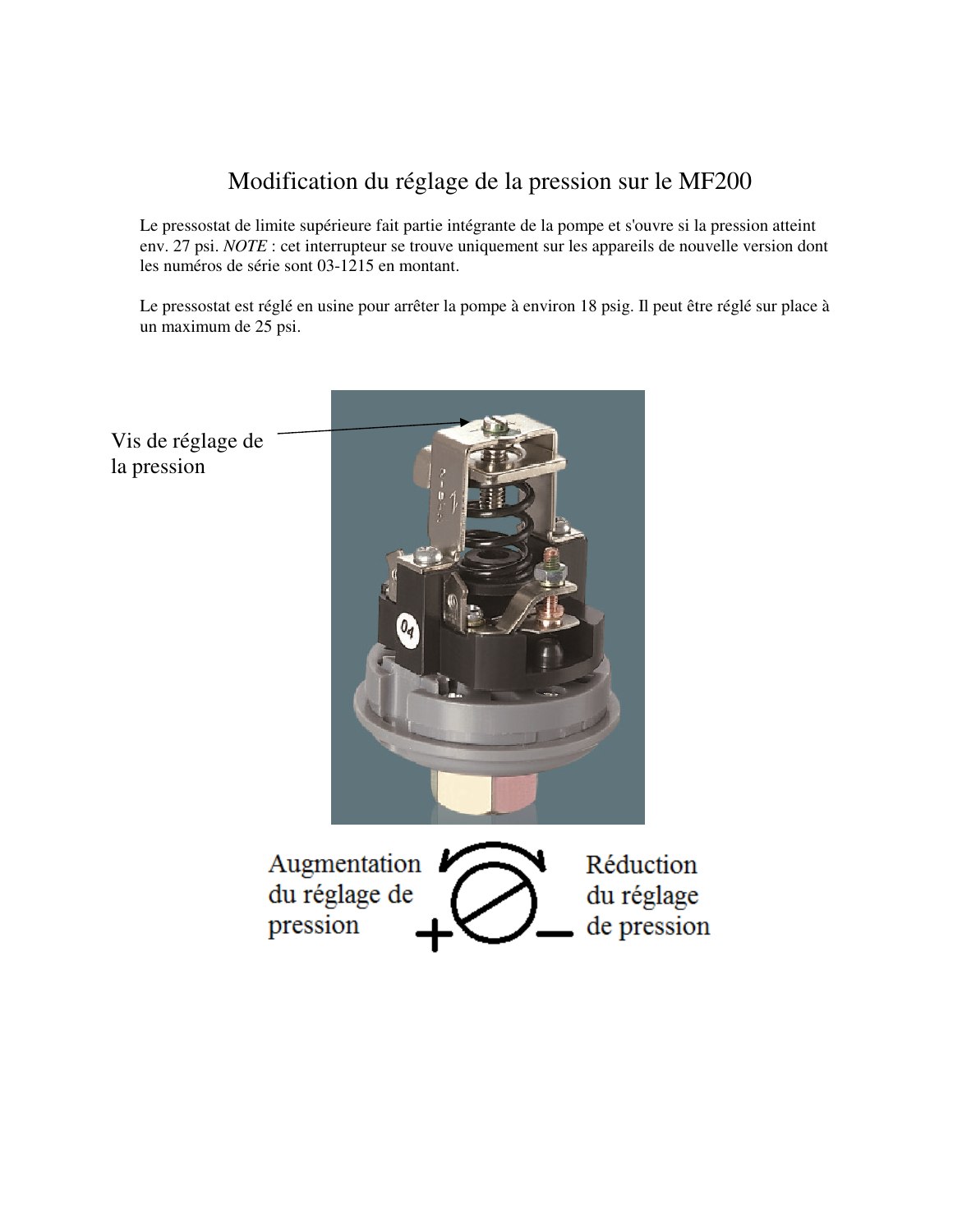# Modification du réglage de la pression sur le MF200

Le pressostat de limite supérieure fait partie intégrante de la pompe et s'ouvre si la pression atteint env. 27 psi. *NOTE* : cet interrupteur se trouve uniquement sur les appareils de nouvelle version dont les numéros de série sont 03-1215 en montant.

Le pressostat est réglé en usine pour arrêter la pompe à environ 18 psig. Il peut être réglé sur place à un maximum de 25 psi.

Vis de réglage de la pression

Augmentation du réglage de pression

Réduction du réglage de pression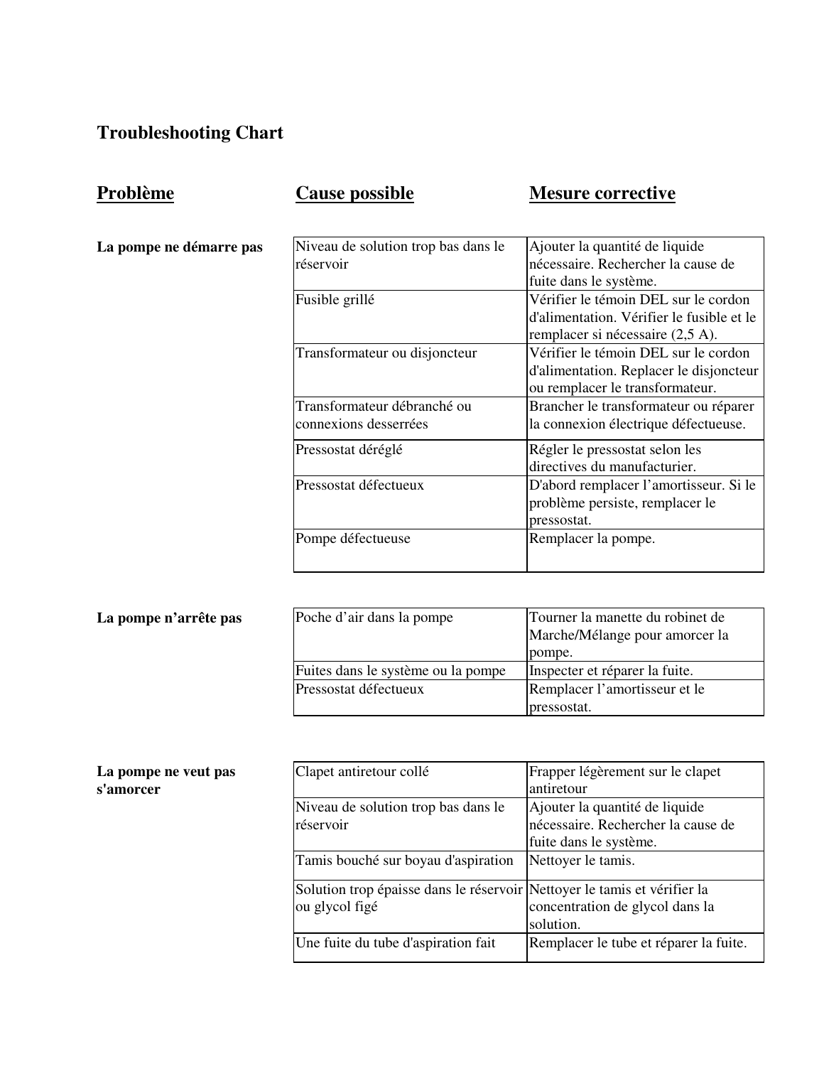## Troubleshooting Chart

| Problème | Cause possible | Mesure corrective |
|---|---|---|
| **La pompe ne démarre pas** | Niveau de solution trop bas dans le réservoir | Ajouter la quantité de liquide nécessaire. Rechercher la cause de fuite dans le système. |
| | Fusible grillé | Vérifier le témoin DEL sur le cordon d'alimentation. Vérifier le fusible et le remplacer si nécessaire (2,5 A). |
| | Transformateur ou disjoncteur | Vérifier le témoin DEL sur le cordon d'alimentation. Replacer le disjoncteur ou remplacer le transformateur. |
| | Transformateur débranché ou connexions desserrées | Brancher le transformateur ou réparer la connexion électrique défectueuse. |
| | Pressostat déréglé | Régler le pressostat selon les directives du manufacturier. |
| | Pressostat défectueux | D'abord remplacer l'amortisseur. Si le problème persiste, remplacer le pressostat. |
| | Pompe défectueuse | Remplacer la pompe. |
| **La pompe n'arrête pas** | Poche d'air dans la pompe | Tourner la manette du robinet de Marche/Mélange pour amorcer la pompe. |
| | Fuites dans le système ou la pompe | Inspecter et réparer la fuite. |
| | Pressostat défectueux | Remplacer l'amortisseur et le pressostat. |
| **La pompe ne veut pas s'amorcer** | Clapet antiretour collé | Frapper légèrement sur le clapet antiretour |
| | Niveau de solution trop bas dans le réservoir | Ajouter la quantité de liquide nécessaire. Rechercher la cause de fuite dans le système. |
| | Tamis bouché sur boyau d'aspiration | Nettoyer le tamis. |
| | Solution trop épaisse dans le réservoir ou glycol figé | Nettoyer le tamis et vérifier la concentration de glycol dans la solution. |
| | Une fuite du tube d'aspiration fait | Remplacer le tube et réparer la fuite. |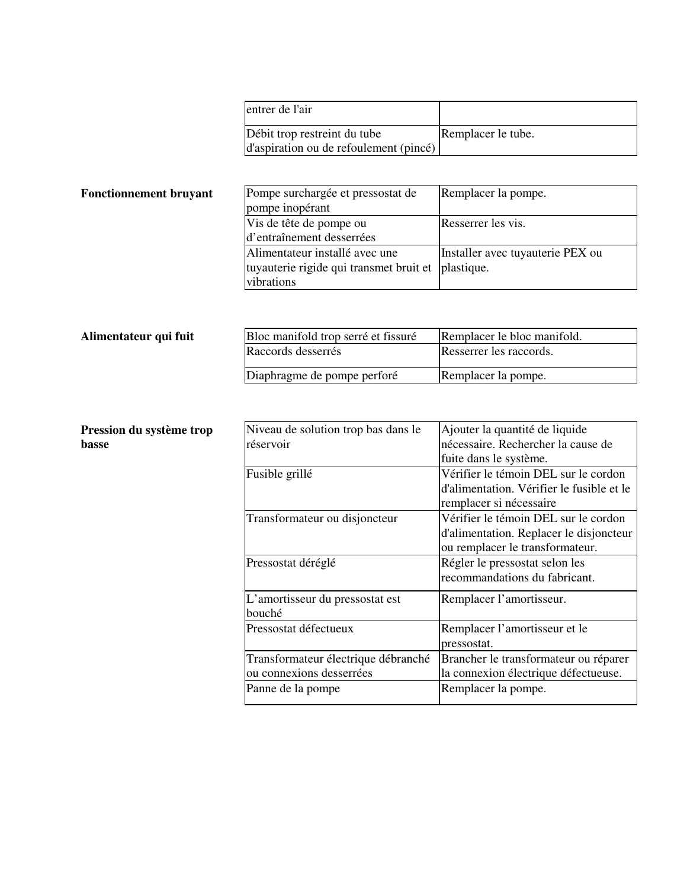| | |
|---|---|
| entrer de l'air | |
| Débit trop restreint du tube d'aspiration ou de refoulement (pincé) | Remplacer le tube. |

**Fonctionnement bruyant**

| | |
|---|---|
| Pompe surchargée et pressostat de pompe inopérant | Remplacer la pompe. |
| Vis de tête de pompe ou d'entraînement desserrées | Resserrer les vis. |
| Alimentateur installé avec une tuyauterie rigide qui transmet bruit et vibrations | Installer avec tuyauterie PEX ou plastique. |

**Alimentateur qui fuit**

| | |
|---|---|
| Bloc manifold trop serré et fissuré | Remplacer le bloc manifold. |
| Raccords desserrés | Resserrer les raccords. |
| Diaphragme de pompe perforé | Remplacer la pompe. |

**Pression du système trop basse**

| | |
|---|---|
| Niveau de solution trop bas dans le réservoir | Ajouter la quantité de liquide nécessaire. Rechercher la cause de fuite dans le système. |
| Fusible grillé | Vérifier le témoin DEL sur le cordon d'alimentation. Vérifier le fusible et le remplacer si nécessaire |
| Transformateur ou disjoncteur | Vérifier le témoin DEL sur le cordon d'alimentation. Replacer le disjoncteur ou remplacer le transformateur. |
| Pressostat déréglé | Régler le pressostat selon les recommandations du fabricant. |
| L'amortisseur du pressostat est bouché | Remplacer l'amortisseur. |
| Pressostat défectueux | Remplacer l'amortisseur et le pressostat. |
| Transformateur électrique débranché ou connexions desserrées | Brancher le transformateur ou réparer la connexion électrique défectueuse. |
| Panne de la pompe | Remplacer la pompe. |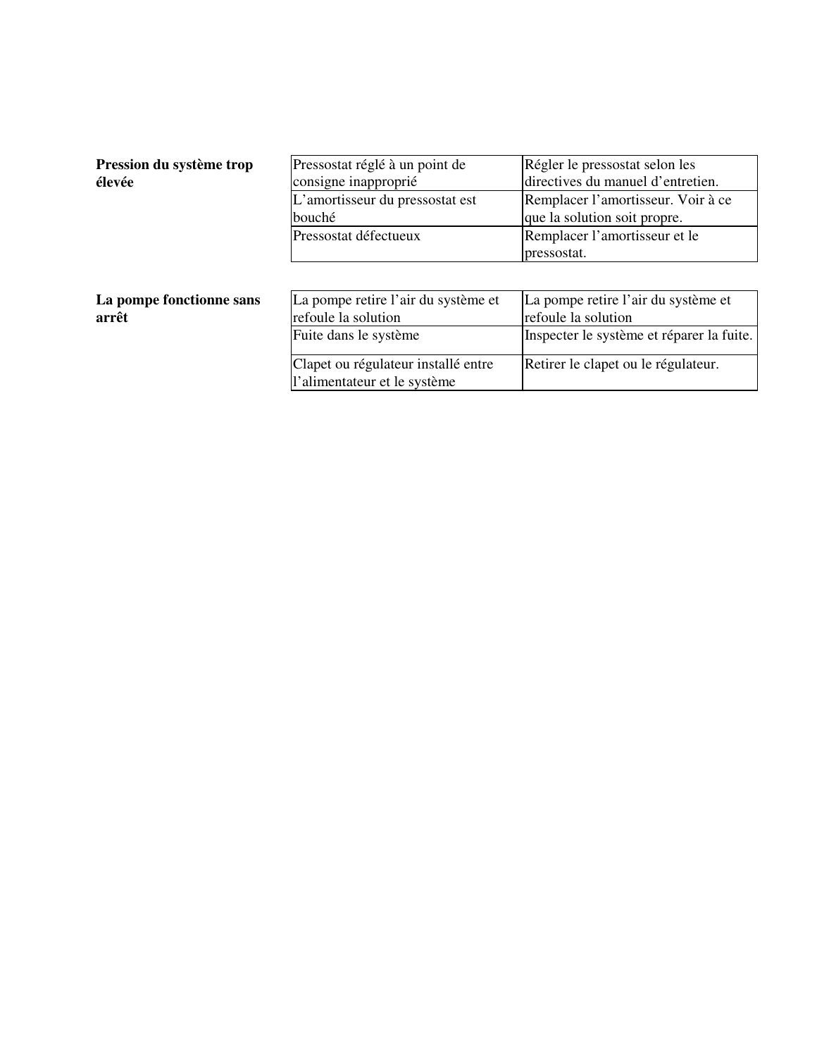| | | |
|---|---|---|
| **Pression du système trop élevée** | Pressostat réglé à un point de consigne inapproprié | Régler le pressostat selon les directives du manuel d'entretien. |
| | L'amortisseur du pressostat est bouché | Remplacer l'amortisseur. Voir à ce que la solution soit propre. |
| | Pressostat défectueux | Remplacer l'amortisseur et le pressostat. |

| | | |
|---|---|---|
| **La pompe fonctionne sans arrêt** | La pompe retire l'air du système et refoule la solution | La pompe retire l'air du système et refoule la solution |
| | Fuite dans le système | Inspecter le système et réparer la fuite. |
| | Clapet ou régulateur installé entre l'alimentateur et le système | Retirer le clapet ou le régulateur. |